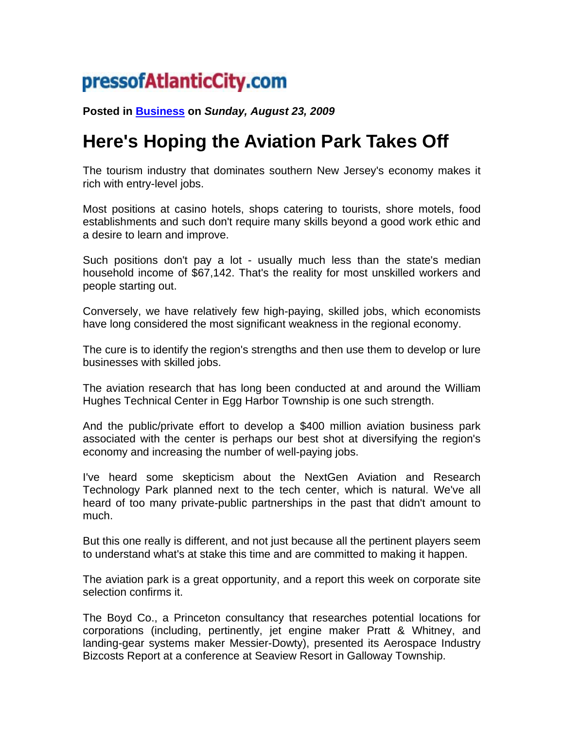pressofAtlanticCity.com

**Posted in Business on *Sunday, August 23, 2009***

# Here's Hoping the Aviation Park Takes Off

The tourism industry that dominates southern New Jersey's economy makes it rich with entry-level jobs.

Most positions at casino hotels, shops catering to tourists, shore motels, food establishments and such don't require many skills beyond a good work ethic and a desire to learn and improve.

Such positions don't pay a lot - usually much less than the state's median household income of $67,142. That's the reality for most unskilled workers and people starting out.

Conversely, we have relatively few high-paying, skilled jobs, which economists have long considered the most significant weakness in the regional economy.

The cure is to identify the region's strengths and then use them to develop or lure businesses with skilled jobs.

The aviation research that has long been conducted at and around the William Hughes Technical Center in Egg Harbor Township is one such strength.

And the public/private effort to develop a $400 million aviation business park associated with the center is perhaps our best shot at diversifying the region's economy and increasing the number of well-paying jobs.

I've heard some skepticism about the NextGen Aviation and Research Technology Park planned next to the tech center, which is natural. We've all heard of too many private-public partnerships in the past that didn't amount to much.

But this one really is different, and not just because all the pertinent players seem to understand what's at stake this time and are committed to making it happen.

The aviation park is a great opportunity, and a report this week on corporate site selection confirms it.

The Boyd Co., a Princeton consultancy that researches potential locations for corporations (including, pertinently, jet engine maker Pratt & Whitney, and landing-gear systems maker Messier-Dowty), presented its Aerospace Industry Bizcosts Report at a conference at Seaview Resort in Galloway Township.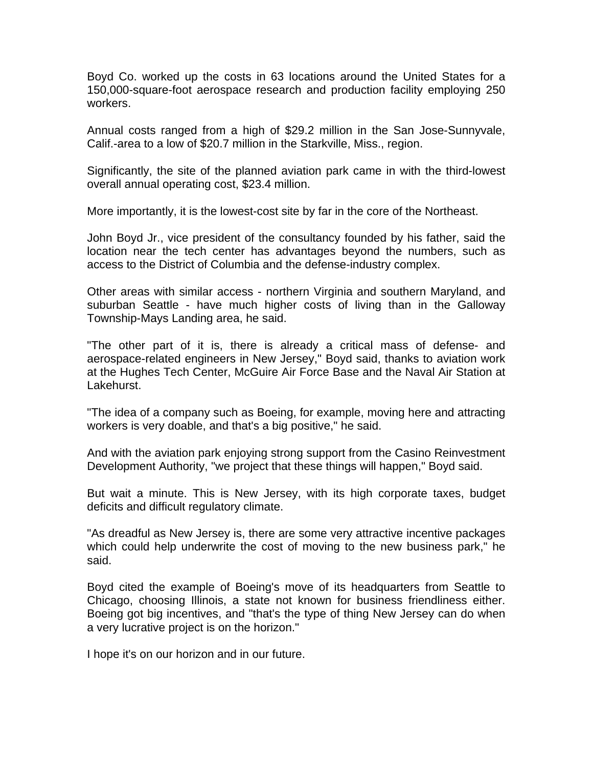Boyd Co. worked up the costs in 63 locations around the United States for a 150,000-square-foot aerospace research and production facility employing 250 workers.

Annual costs ranged from a high of $29.2 million in the San Jose-Sunnyvale, Calif.-area to a low of $20.7 million in the Starkville, Miss., region.

Significantly, the site of the planned aviation park came in with the third-lowest overall annual operating cost, $23.4 million.

More importantly, it is the lowest-cost site by far in the core of the Northeast.

John Boyd Jr., vice president of the consultancy founded by his father, said the location near the tech center has advantages beyond the numbers, such as access to the District of Columbia and the defense-industry complex.

Other areas with similar access - northern Virginia and southern Maryland, and suburban Seattle - have much higher costs of living than in the Galloway Township-Mays Landing area, he said.

"The other part of it is, there is already a critical mass of defense- and aerospace-related engineers in New Jersey," Boyd said, thanks to aviation work at the Hughes Tech Center, McGuire Air Force Base and the Naval Air Station at Lakehurst.

"The idea of a company such as Boeing, for example, moving here and attracting workers is very doable, and that's a big positive," he said.

And with the aviation park enjoying strong support from the Casino Reinvestment Development Authority, "we project that these things will happen," Boyd said.

But wait a minute. This is New Jersey, with its high corporate taxes, budget deficits and difficult regulatory climate.

"As dreadful as New Jersey is, there are some very attractive incentive packages which could help underwrite the cost of moving to the new business park," he said.

Boyd cited the example of Boeing's move of its headquarters from Seattle to Chicago, choosing Illinois, a state not known for business friendliness either. Boeing got big incentives, and "that's the type of thing New Jersey can do when a very lucrative project is on the horizon."

I hope it's on our horizon and in our future.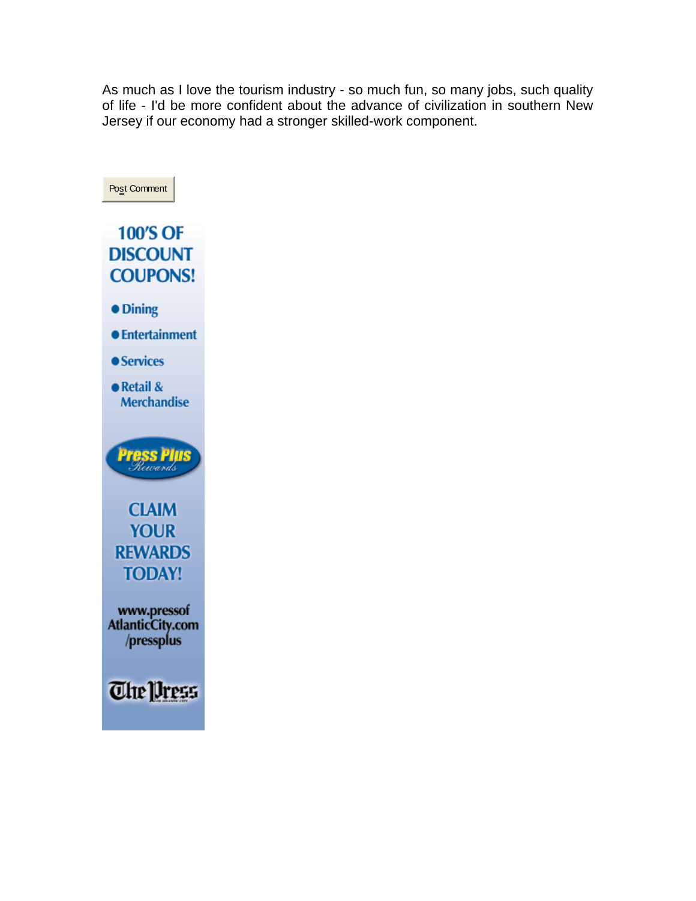As much as I love the tourism industry - so much fun, so many jobs, such quality of life - I'd be more confident about the advance of civilization in southern New Jersey if our economy had a stronger skilled-work component.

Post Comment

100'S OF DISCOUNT COUPONS!

- Dining
- Entertainment
- Services
- Retail & Merchandise

Press Plus Rewards

CLAIM YOUR REWARDS TODAY!

www.pressofAtlanticCity.com/pressplus

The Press